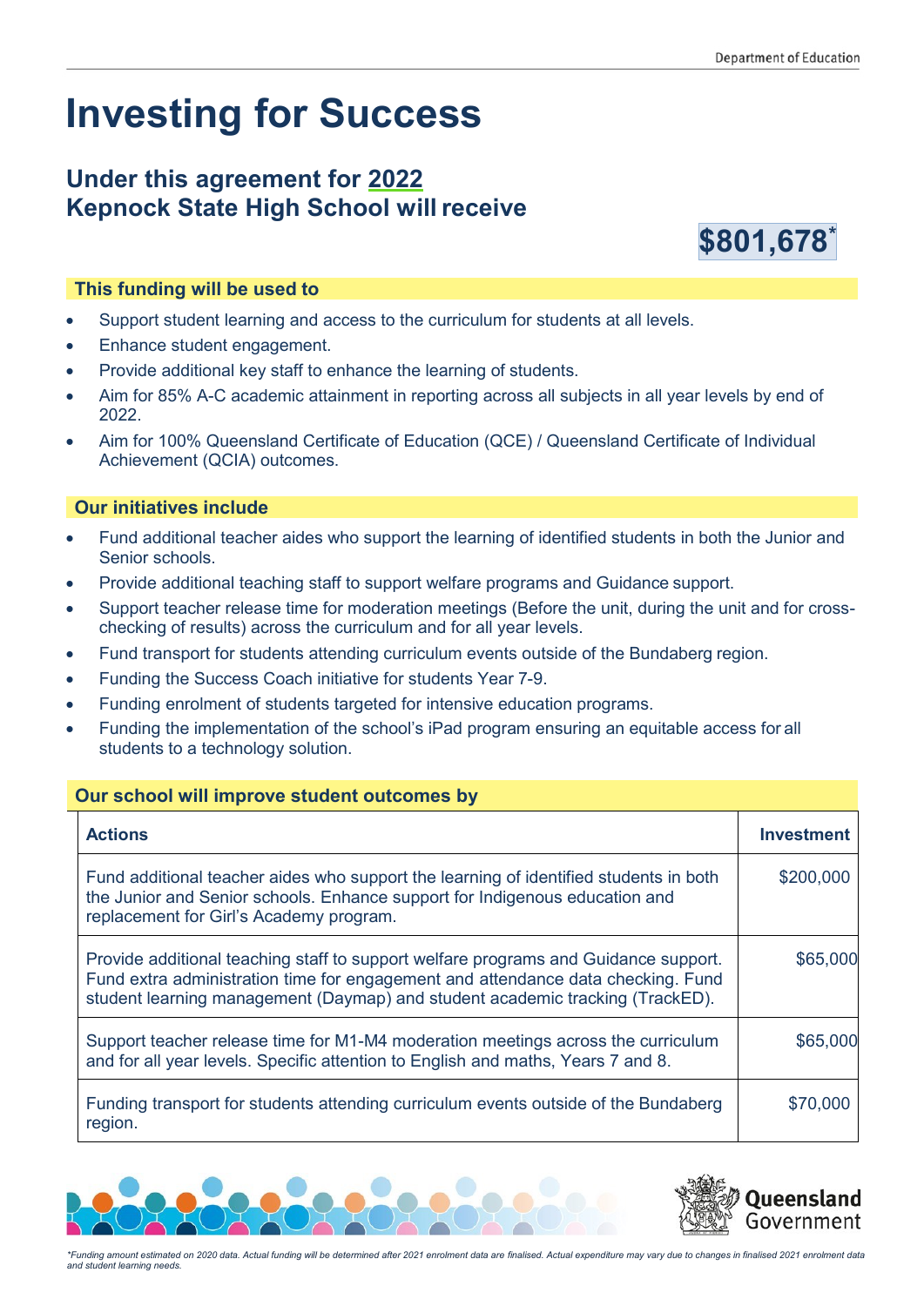# Investing for Success

## Under this agreement for 2022
## Kepnock State High School will receive

**$801,678***

### This funding will be used to

- Support student learning and access to the curriculum for students at all levels.
- Enhance student engagement.
- Provide additional key staff to enhance the learning of students.
- Aim for 85% A-C academic attainment in reporting across all subjects in all year levels by end of 2022.
- Aim for 100% Queensland Certificate of Education (QCE) / Queensland Certificate of Individual Achievement (QCIA) outcomes.

### Our initiatives include

- Fund additional teacher aides who support the learning of identified students in both the Junior and Senior schools.
- Provide additional teaching staff to support welfare programs and Guidance support.
- Support teacher release time for moderation meetings (Before the unit, during the unit and for cross-checking of results) across the curriculum and for all year levels.
- Fund transport for students attending curriculum events outside of the Bundaberg region.
- Funding the Success Coach initiative for students Year 7-9.
- Funding enrolment of students targeted for intensive education programs.
- Funding the implementation of the school's iPad program ensuring an equitable access for all students to a technology solution.

### Our school will improve student outcomes by

| Actions | Investment |
|---|---|
| Fund additional teacher aides who support the learning of identified students in both the Junior and Senior schools. Enhance support for Indigenous education and replacement for Girl's Academy program. | $200,000 |
| Provide additional teaching staff to support welfare programs and Guidance support. Fund extra administration time for engagement and attendance data checking. Fund student learning management (Daymap) and student academic tracking (TrackED). | $65,000 |
| Support teacher release time for M1-M4 moderation meetings across the curriculum and for all year levels. Specific attention to English and maths, Years 7 and 8. | $65,000 |
| Funding transport for students attending curriculum events outside of the Bundaberg region. | $70,000 |

*\*Funding amount estimated on 2020 data. Actual funding will be determined after 2021 enrolment data are finalised. Actual expenditure may vary due to changes in finalised 2021 enrolment data and student learning needs.*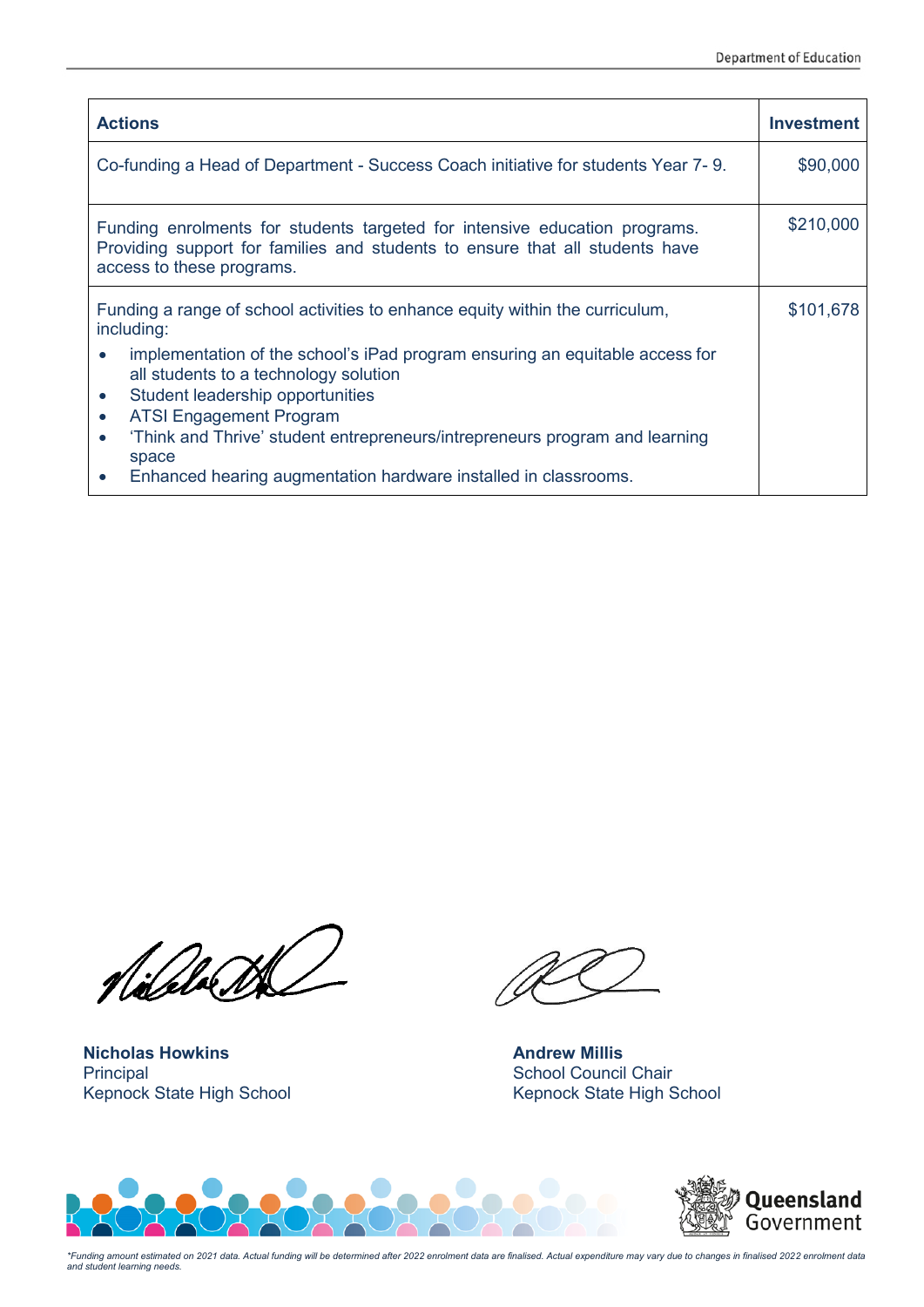| Actions | Investment |
|---|---|
| Co-funding a Head of Department - Success Coach initiative for students Year 7- 9. | $90,000 |
| Funding enrolments for students targeted for intensive education programs. Providing support for families and students to ensure that all students have access to these programs. | $210,000 |
| Funding a range of school activities to enhance equity within the curriculum, including:<br>• implementation of the school's iPad program ensuring an equitable access for all students to a technology solution<br>• Student leadership opportunities<br>• ATSI Engagement Program<br>• 'Think and Thrive' student entrepreneurs/intrepreneurs program and learning space<br>• Enhanced hearing augmentation hardware installed in classrooms. | $101,678 |

**Nicholas Howkins**
Principal
Kepnock State High School

**Andrew Millis**
School Council Chair
Kepnock State High School

*\*Funding amount estimated on 2021 data. Actual funding will be determined after 2022 enrolment data are finalised. Actual expenditure may vary due to changes in finalised 2022 enrolment data and student learning needs.*